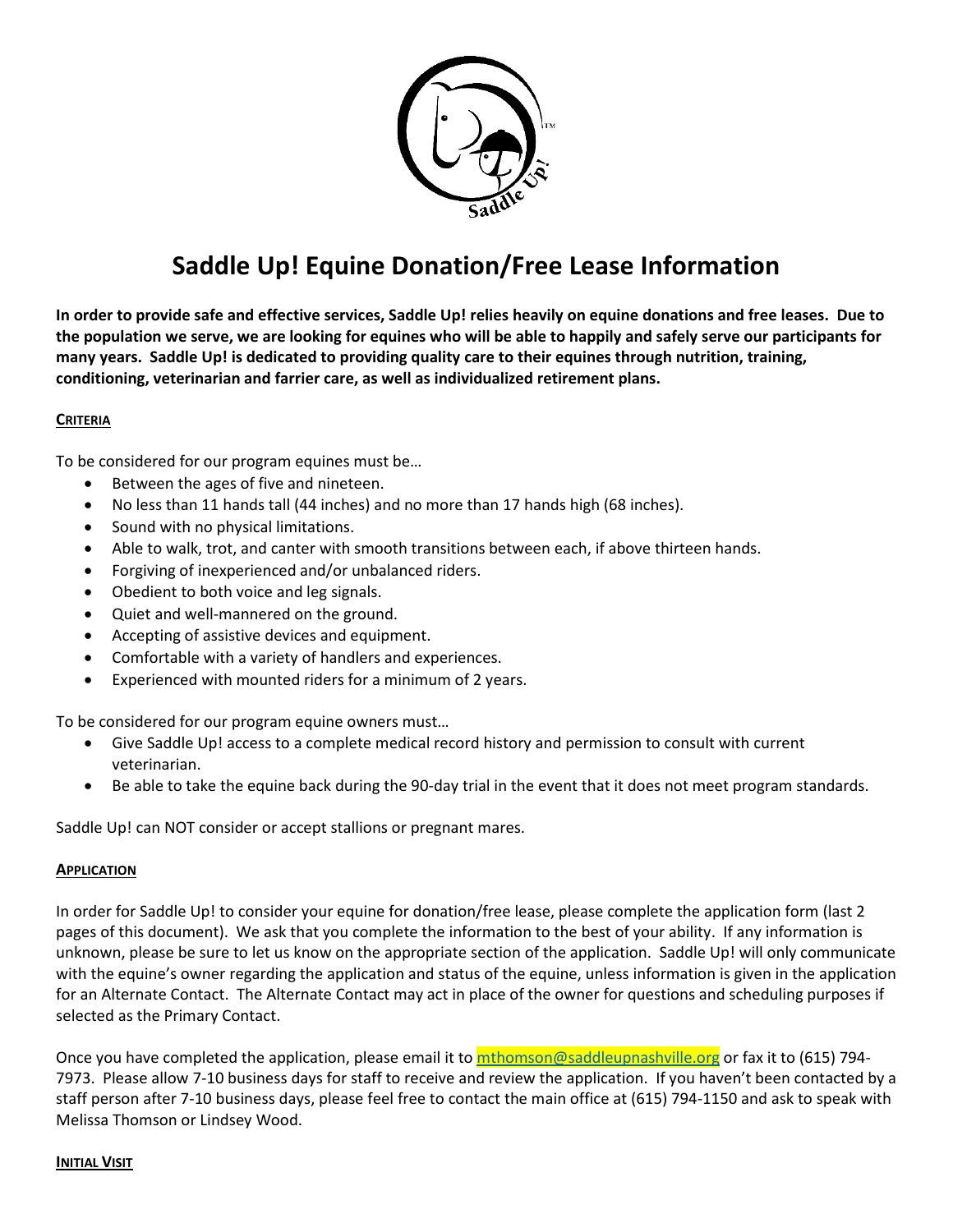# Saddle Up! Equine Donation/Free Lease Information

**In order to provide safe and effective services, Saddle Up! relies heavily on equine donations and free leases. Due to the population we serve, we are looking for equines who will be able to happily and safely serve our participants for many years. Saddle Up! is dedicated to providing quality care to their equines through nutrition, training, conditioning, veterinarian and farrier care, as well as individualized retirement plans.**

## CRITERIA

To be considered for our program equines must be…

- Between the ages of five and nineteen.
- No less than 11 hands tall (44 inches) and no more than 17 hands high (68 inches).
- Sound with no physical limitations.
- Able to walk, trot, and canter with smooth transitions between each, if above thirteen hands.
- Forgiving of inexperienced and/or unbalanced riders.
- Obedient to both voice and leg signals.
- Quiet and well-mannered on the ground.
- Accepting of assistive devices and equipment.
- Comfortable with a variety of handlers and experiences.
- Experienced with mounted riders for a minimum of 2 years.

To be considered for our program equine owners must…

- Give Saddle Up! access to a complete medical record history and permission to consult with current veterinarian.
- Be able to take the equine back during the 90-day trial in the event that it does not meet program standards.

Saddle Up! can NOT consider or accept stallions or pregnant mares.

## APPLICATION

In order for Saddle Up! to consider your equine for donation/free lease, please complete the application form (last 2 pages of this document). We ask that you complete the information to the best of your ability. If any information is unknown, please be sure to let us know on the appropriate section of the application. Saddle Up! will only communicate with the equine's owner regarding the application and status of the equine, unless information is given in the application for an Alternate Contact. The Alternate Contact may act in place of the owner for questions and scheduling purposes if selected as the Primary Contact.

Once you have completed the application, please email it to mthomson@saddleupnashville.org or fax it to (615) 794-7973. Please allow 7-10 business days for staff to receive and review the application. If you haven't been contacted by a staff person after 7-10 business days, please feel free to contact the main office at (615) 794-1150 and ask to speak with Melissa Thomson or Lindsey Wood.

## INITIAL VISIT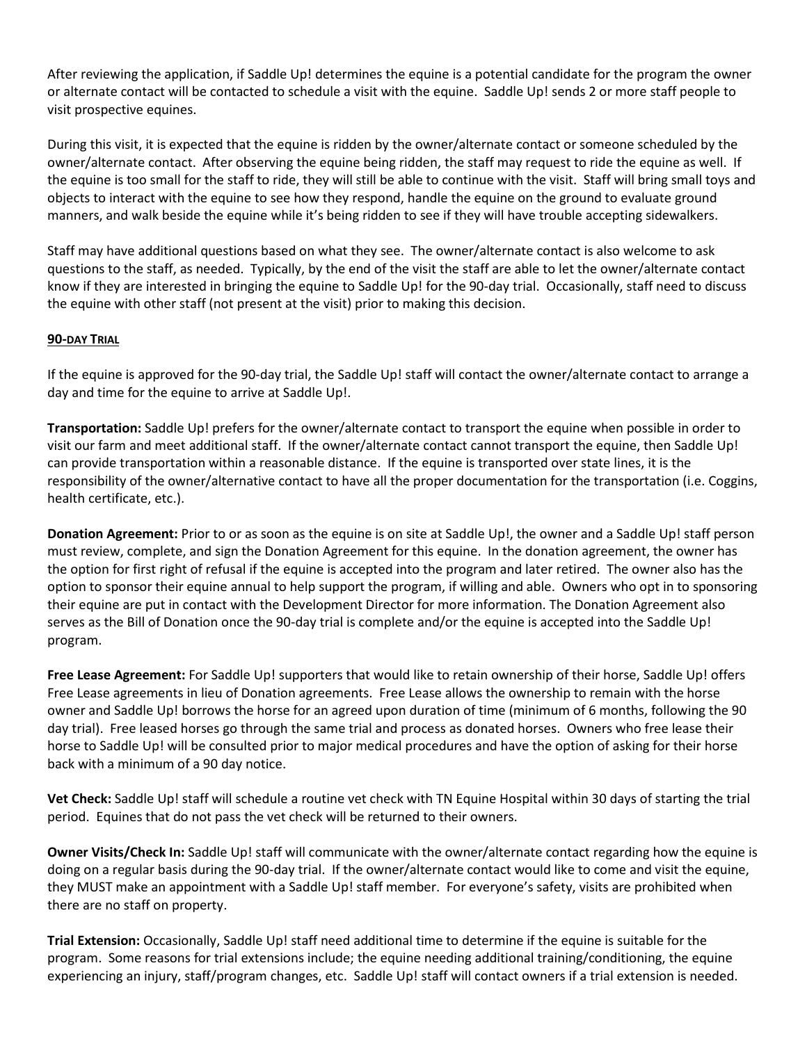After reviewing the application, if Saddle Up! determines the equine is a potential candidate for the program the owner or alternate contact will be contacted to schedule a visit with the equine. Saddle Up! sends 2 or more staff people to visit prospective equines.

During this visit, it is expected that the equine is ridden by the owner/alternate contact or someone scheduled by the owner/alternate contact. After observing the equine being ridden, the staff may request to ride the equine as well. If the equine is too small for the staff to ride, they will still be able to continue with the visit. Staff will bring small toys and objects to interact with the equine to see how they respond, handle the equine on the ground to evaluate ground manners, and walk beside the equine while it's being ridden to see if they will have trouble accepting sidewalkers.

Staff may have additional questions based on what they see. The owner/alternate contact is also welcome to ask questions to the staff, as needed. Typically, by the end of the visit the staff are able to let the owner/alternate contact know if they are interested in bringing the equine to Saddle Up! for the 90-day trial. Occasionally, staff need to discuss the equine with other staff (not present at the visit) prior to making this decision.

**90-DAY TRIAL**

If the equine is approved for the 90-day trial, the Saddle Up! staff will contact the owner/alternate contact to arrange a day and time for the equine to arrive at Saddle Up!.

**Transportation:** Saddle Up! prefers for the owner/alternate contact to transport the equine when possible in order to visit our farm and meet additional staff. If the owner/alternate contact cannot transport the equine, then Saddle Up! can provide transportation within a reasonable distance. If the equine is transported over state lines, it is the responsibility of the owner/alternative contact to have all the proper documentation for the transportation (i.e. Coggins, health certificate, etc.).

**Donation Agreement:** Prior to or as soon as the equine is on site at Saddle Up!, the owner and a Saddle Up! staff person must review, complete, and sign the Donation Agreement for this equine. In the donation agreement, the owner has the option for first right of refusal if the equine is accepted into the program and later retired. The owner also has the option to sponsor their equine annual to help support the program, if willing and able. Owners who opt in to sponsoring their equine are put in contact with the Development Director for more information. The Donation Agreement also serves as the Bill of Donation once the 90-day trial is complete and/or the equine is accepted into the Saddle Up! program.

**Free Lease Agreement:** For Saddle Up! supporters that would like to retain ownership of their horse, Saddle Up! offers Free Lease agreements in lieu of Donation agreements. Free Lease allows the ownership to remain with the horse owner and Saddle Up! borrows the horse for an agreed upon duration of time (minimum of 6 months, following the 90 day trial). Free leased horses go through the same trial and process as donated horses. Owners who free lease their horse to Saddle Up! will be consulted prior to major medical procedures and have the option of asking for their horse back with a minimum of a 90 day notice.

**Vet Check:** Saddle Up! staff will schedule a routine vet check with TN Equine Hospital within 30 days of starting the trial period. Equines that do not pass the vet check will be returned to their owners.

**Owner Visits/Check In:** Saddle Up! staff will communicate with the owner/alternate contact regarding how the equine is doing on a regular basis during the 90-day trial. If the owner/alternate contact would like to come and visit the equine, they MUST make an appointment with a Saddle Up! staff member. For everyone's safety, visits are prohibited when there are no staff on property.

**Trial Extension:** Occasionally, Saddle Up! staff need additional time to determine if the equine is suitable for the program. Some reasons for trial extensions include; the equine needing additional training/conditioning, the equine experiencing an injury, staff/program changes, etc. Saddle Up! staff will contact owners if a trial extension is needed.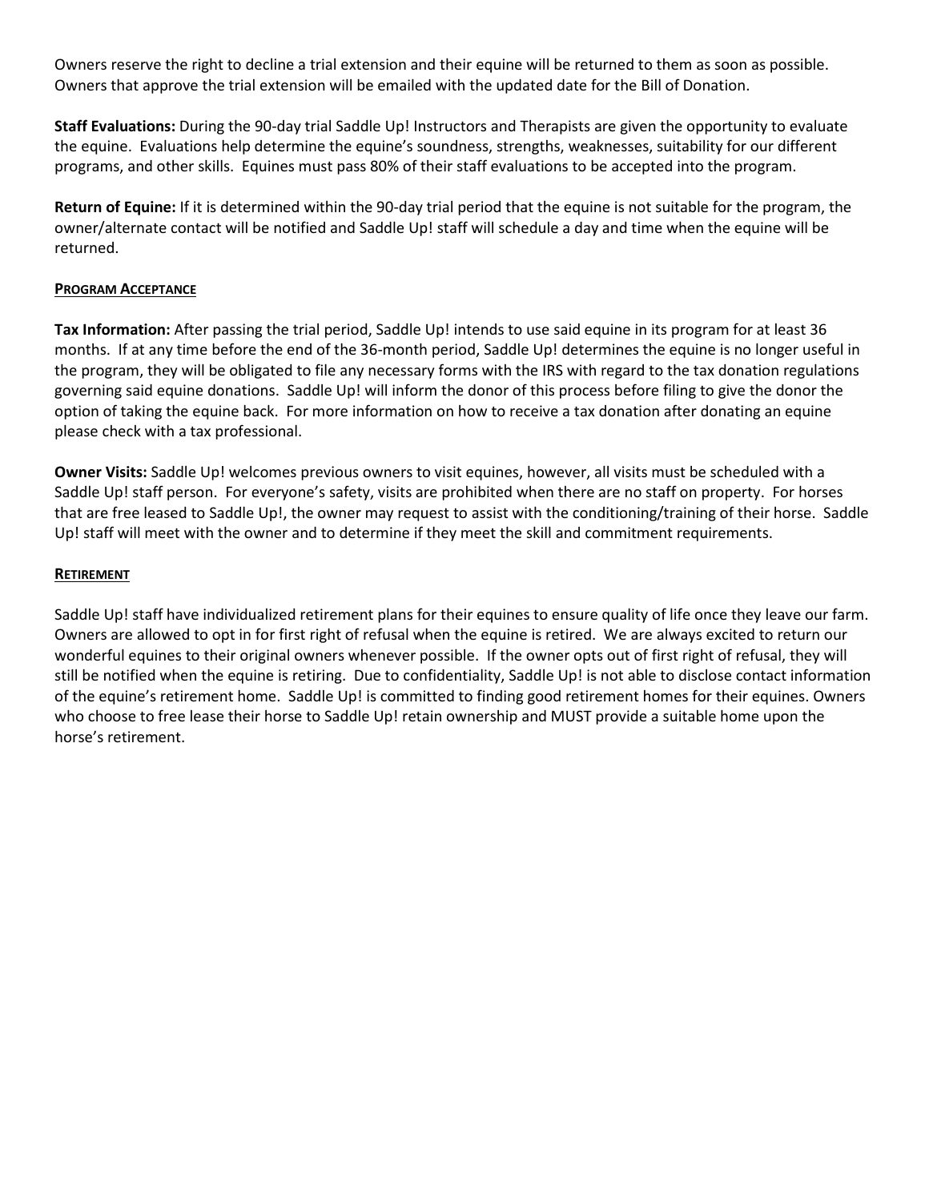Owners reserve the right to decline a trial extension and their equine will be returned to them as soon as possible. Owners that approve the trial extension will be emailed with the updated date for the Bill of Donation.

**Staff Evaluations:** During the 90-day trial Saddle Up! Instructors and Therapists are given the opportunity to evaluate the equine. Evaluations help determine the equine's soundness, strengths, weaknesses, suitability for our different programs, and other skills. Equines must pass 80% of their staff evaluations to be accepted into the program.

**Return of Equine:** If it is determined within the 90-day trial period that the equine is not suitable for the program, the owner/alternate contact will be notified and Saddle Up! staff will schedule a day and time when the equine will be returned.

## PROGRAM ACCEPTANCE

**Tax Information:** After passing the trial period, Saddle Up! intends to use said equine in its program for at least 36 months. If at any time before the end of the 36-month period, Saddle Up! determines the equine is no longer useful in the program, they will be obligated to file any necessary forms with the IRS with regard to the tax donation regulations governing said equine donations. Saddle Up! will inform the donor of this process before filing to give the donor the option of taking the equine back. For more information on how to receive a tax donation after donating an equine please check with a tax professional.

**Owner Visits:** Saddle Up! welcomes previous owners to visit equines, however, all visits must be scheduled with a Saddle Up! staff person. For everyone's safety, visits are prohibited when there are no staff on property. For horses that are free leased to Saddle Up!, the owner may request to assist with the conditioning/training of their horse. Saddle Up! staff will meet with the owner and to determine if they meet the skill and commitment requirements.

## RETIREMENT

Saddle Up! staff have individualized retirement plans for their equines to ensure quality of life once they leave our farm. Owners are allowed to opt in for first right of refusal when the equine is retired. We are always excited to return our wonderful equines to their original owners whenever possible. If the owner opts out of first right of refusal, they will still be notified when the equine is retiring. Due to confidentiality, Saddle Up! is not able to disclose contact information of the equine's retirement home. Saddle Up! is committed to finding good retirement homes for their equines. Owners who choose to free lease their horse to Saddle Up! retain ownership and MUST provide a suitable home upon the horse's retirement.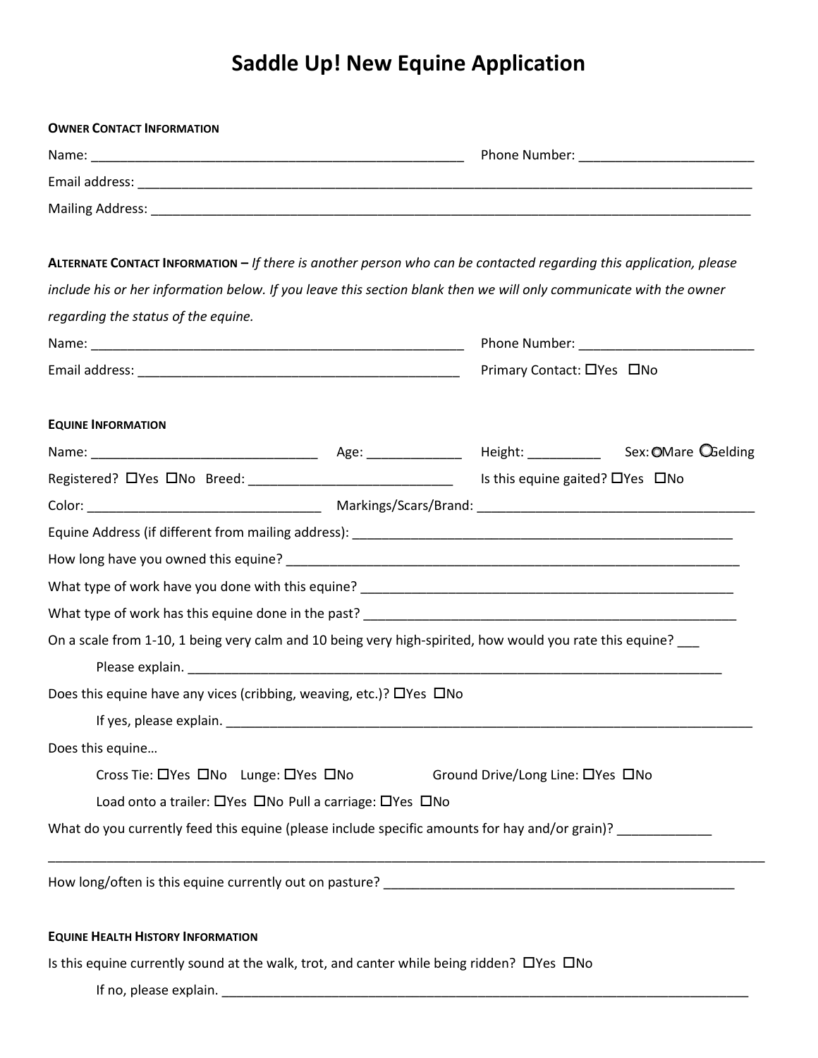# Saddle Up! New Equine Application

**OWNER CONTACT INFORMATION**

Name: _____________________________________________ Phone Number: _______________________

Email address: ___________________________________________________________________________

Mailing Address: _________________________________________________________________________

**ALTERNATE CONTACT INFORMATION –** *If there is another person who can be contacted regarding this application, please include his or her information below. If you leave this section blank then we will only communicate with the owner regarding the status of the equine.*

Name: _____________________________________________ Phone Number: _______________________

Email address: ______________________________________ Primary Contact: ☐Yes ☐No

**EQUINE INFORMATION**

Name: ___________________________ Age: ____________ Height: __________ Sex: ○Mare ○Gelding

Registered? ☐Yes ☐No Breed: __________________________ Is this equine gaited? ☐Yes ☐No

Color: ___________________________ Markings/Scars/Brand: ___________________________________

Equine Address (if different from mailing address): ____________________________________________

How long have you owned this equine? _______________________________________________________

What type of work have you done with this equine? ____________________________________________

What type of work has this equine done in the past? ____________________________________________

On a scale from 1-10, 1 being very calm and 10 being very high-spirited, how would you rate this equine? ___

Please explain. _________________________________________________________________________

Does this equine have any vices (cribbing, weaving, etc.)? ☐Yes ☐No

If yes, please explain. ___________________________________________________________________

Does this equine…

Cross Tie: ☐Yes ☐No Lunge: ☐Yes ☐No Ground Drive/Long Line: ☐Yes ☐No

Load onto a trailer: ☐Yes ☐No Pull a carriage: ☐Yes ☐No

What do you currently feed this equine (please include specific amounts for hay and/or grain)? ____________

_____________________________________________________________________________________

How long/often is this equine currently out on pasture? __________________________________________

**EQUINE HEALTH HISTORY INFORMATION**

Is this equine currently sound at the walk, trot, and canter while being ridden? ☐Yes ☐No

If no, please explain. ____________________________________________________________________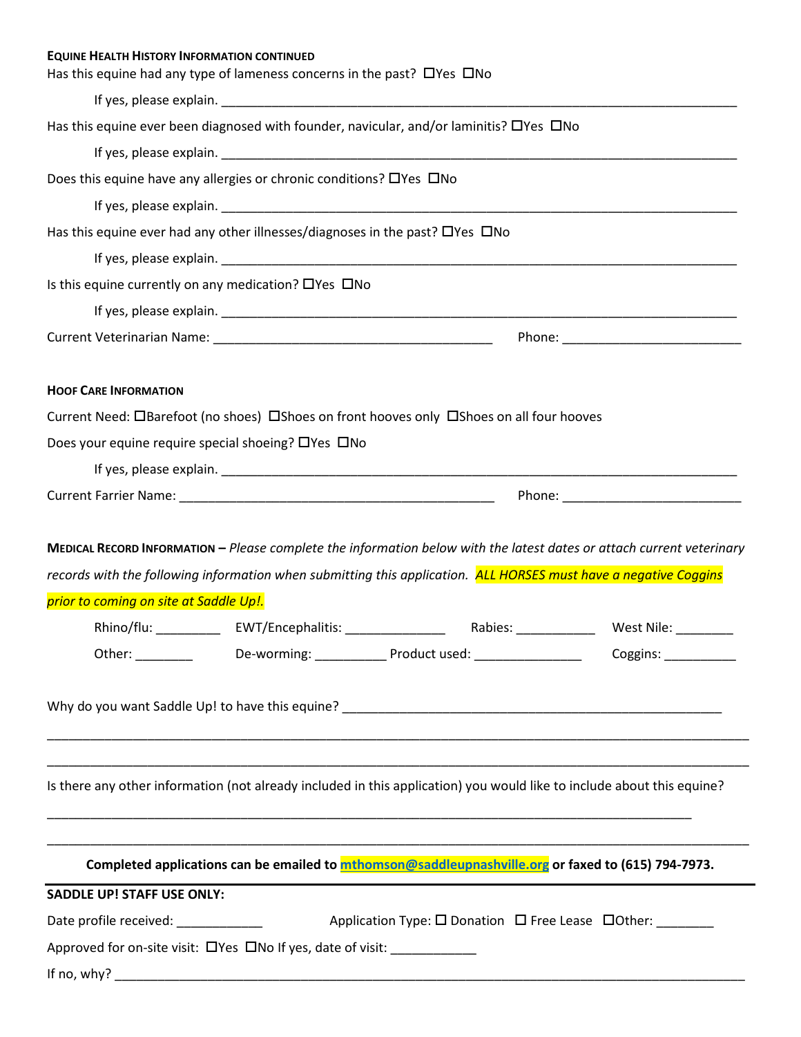**EQUINE HEALTH HISTORY INFORMATION CONTINUED**

Has this equine had any type of lameness concerns in the past? ☐Yes ☐No

If yes, please explain. ______________________________________________________________________________

Has this equine ever been diagnosed with founder, navicular, and/or laminitis? ☐Yes ☐No

If yes, please explain. ______________________________________________________________________________

Does this equine have any allergies or chronic conditions? ☐Yes ☐No

If yes, please explain. ______________________________________________________________________________

Has this equine ever had any other illnesses/diagnoses in the past? ☐Yes ☐No

If yes, please explain. ______________________________________________________________________________

Is this equine currently on any medication? ☐Yes ☐No

If yes, please explain. ______________________________________________________________________________

Current Veterinarian Name: ________________________________________ Phone: _________________________

**HOOF CARE INFORMATION**

Current Need: ☐Barefoot (no shoes) ☐Shoes on front hooves only ☐Shoes on all four hooves

Does your equine require special shoeing? ☐Yes ☐No

If yes, please explain. ______________________________________________________________________________

Current Farrier Name: _____________________________________________ Phone: _________________________

**MEDICAL RECORD INFORMATION –** *Please complete the information below with the latest dates or attach current veterinary records with the following information when submitting this application. ALL HORSES must have a negative Coggins prior to coming on site at Saddle Up!.*

Rhino/flu: _________ EWT/Encephalitis: ______________ Rabies: ___________ West Nile: ________

Other: ________ De-worming: __________ Product used: _______________ Coggins: __________

Why do you want Saddle Up! to have this equine? _______________________________________________________

_____________________________________________________________________________________________________

_____________________________________________________________________________________________________

Is there any other information (not already included in this application) you would like to include about this equine?

_____________________________________________________________________________________________________

_____________________________________________________________________________________________________

**Completed applications can be emailed to mthomson@saddleupnashville.org or faxed to (615) 794-7973.**

---

**SADDLE UP! STAFF USE ONLY:**

Date profile received: ____________ Application Type: ☐ Donation ☐ Free Lease ☐Other: ________

Approved for on-site visit: ☐Yes ☐No If yes, date of visit: ____________

If no, why? ___________________________________________________________________________________________